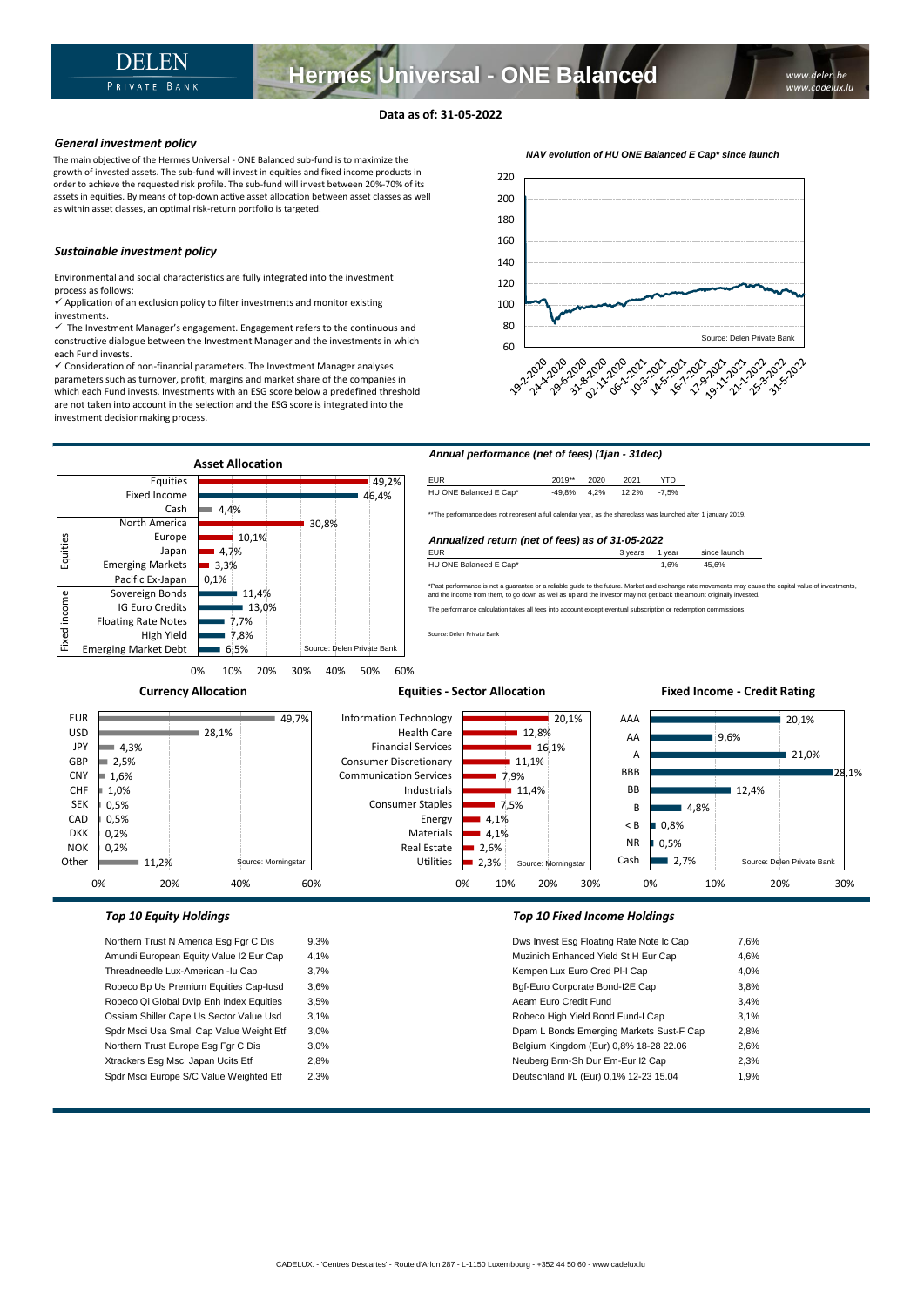# Hermes Universal - ONE Balanced

DELEN PRIVATE BANK

www.delen.be
www.cadelux.lu

**Data as of: 31-05-2022**

### *General investment policy*

The main objective of the Hermes Universal - ONE Balanced sub-fund is to maximize the growth of invested assets. The sub-fund will invest in equities and fixed income products in order to achieve the requested risk profile. The sub-fund will invest between 20%-70% of its assets in equities. By means of top-down active asset allocation between asset classes as well as within asset classes, an optimal risk-return portfolio is targeted.

### *Sustainable investment policy*

Environmental and social characteristics are fully integrated into the investment process as follows:

✓ Application of an exclusion policy to filter investments and monitor existing investments.

✓ The Investment Manager's engagement. Engagement refers to the continuous and constructive dialogue between the Investment Manager and the investments in which each Fund invests.

✓ Consideration of non-financial parameters. The Investment Manager analyses parameters such as turnover, profit, margins and market share of the companies in which each Fund invests. Investments with an ESG score below a predefined threshold are not taken into account in the selection and the ESG score is integrated into the investment decisionmaking process.

*NAV evolution of HU ONE Balanced E Cap\* since launch*

Source: Delen Private Bank

### Asset Allocation

| | | % |
|---|---|---|
| | Equities | 49,2% |
| | Fixed Income | 46,4% |
| | Cash | 4,4% |
| Equities | North America | 30,8% |
| | Europe | 10,1% |
| | Japan | 4,7% |
| | Emerging Markets | 3,3% |
| | Pacific Ex-Japan | 0,1% |
| Fixed income | Sovereign Bonds | 11,4% |
| | IG Euro Credits | 13,0% |
| | Floating Rate Notes | 7,7% |
| | High Yield | 7,8% |
| | Emerging Market Debt | 6,5% |

Source: Delen Private Bank

### *Annual performance (net of fees) (1jan - 31dec)*

| EUR | 2019** | 2020 | 2021 | YTD |
|---|---|---|---|---|
| HU ONE Balanced E Cap* | -49,8% | 4,2% | 12,2% | -7,5% |

**The performance does not represent a full calendar year, as the shareclass was launched after 1 january 2019.

### *Annualized return (net of fees) as of 31-05-2022*

| EUR | 3 years | 1 year | since launch |
|---|---|---|---|
| HU ONE Balanced E Cap* | | -1,6% | -45,6% |

*Past performance is not a guarantee or a reliable guide to the future. Market and exchange rate movements may cause the capital value of investments, and the income from them, to go down as well as up and the investor may not get back the amount originally invested.

The performance calculation takes all fees into account except eventual subscription or redemption commissions.

Source: Delen Private Bank

### Currency Allocation

| Currency | % |
|---|---|
| EUR | 49,7% |
| USD | 28,1% |
| JPY | 4,3% |
| GBP | 2,5% |
| CNY | 1,6% |
| CHF | 1,0% |
| SEK | 0,5% |
| CAD | 0,5% |
| DKK | 0,2% |
| NOK | 0,2% |
| Other | 11,2% |

Source: Morningstar

### Equities - Sector Allocation

| Sector | % |
|---|---|
| Information Technology | 20,1% |
| Health Care | 12,8% |
| Financial Services | 16,1% |
| Consumer Discretionary | 11,1% |
| Communication Services | 7,9% |
| Industrials | 11,4% |
| Consumer Staples | 7,5% |
| Energy | 4,1% |
| Materials | 4,1% |
| Real Estate | 2,6% |
| Utilities | 2,3% |

Source: Morningstar

### Fixed Income - Credit Rating

| Rating | % |
|---|---|
| AAA | 20,1% |
| AA | 9,6% |
| A | 21,0% |
| BBB | 28,1% |
| BB | 12,4% |
| B | 4,8% |
| < B | 0,8% |
| NR | 0,5% |
| Cash | 2,7% |

Source: Delen Private Bank

### *Top 10 Equity Holdings*

| Holding | % |
|---|---|
| Northern Trust N America Esg Fgr C Dis | 9,3% |
| Amundi European Equity Value I2 Eur Cap | 4,1% |
| Threadneedle Lux-American -Iu Cap | 3,7% |
| Robeco Bp Us Premium Equities Cap-Iusd | 3,6% |
| Robeco Qi Global Dvlp Enh Index Equities | 3,5% |
| Ossiam Shiller Cape Us Sector Value Usd | 3,1% |
| Spdr Msci Usa Small Cap Value Weight Etf | 3,0% |
| Northern Trust Europe Esg Fgr C Dis | 3,0% |
| Xtrackers Esg Msci Japan Ucits Etf | 2,8% |
| Spdr Msci Europe S/C Value Weighted Etf | 2,3% |

### *Top 10 Fixed Income Holdings*

| Holding | % |
|---|---|
| Dws Invest Esg Floating Rate Note Ic Cap | 7,6% |
| Muzinich Enhanced Yield St H Eur Cap | 4,6% |
| Kempen Lux Euro Cred PI-I Cap | 4,0% |
| Bgf-Euro Corporate Bond-I2E Cap | 3,8% |
| Aeam Euro Credit Fund | 3,4% |
| Robeco High Yield Bond Fund-I Cap | 3,1% |
| Dpam L Bonds Emerging Markets Sust-F Cap | 2,8% |
| Belgium Kingdom (Eur) 0,8% 18-28 22.06 | 2,6% |
| Neuberg Brm-Sh Dur Em-Eur I2 Cap | 2,3% |
| Deutschland I/L (Eur) 0,1% 12-23 15.04 | 1,9% |

CADELUX. - 'Centres Descartes' - Route d'Arlon 287 - L-1150 Luxembourg - +352 44 50 60 - www.cadelux.lu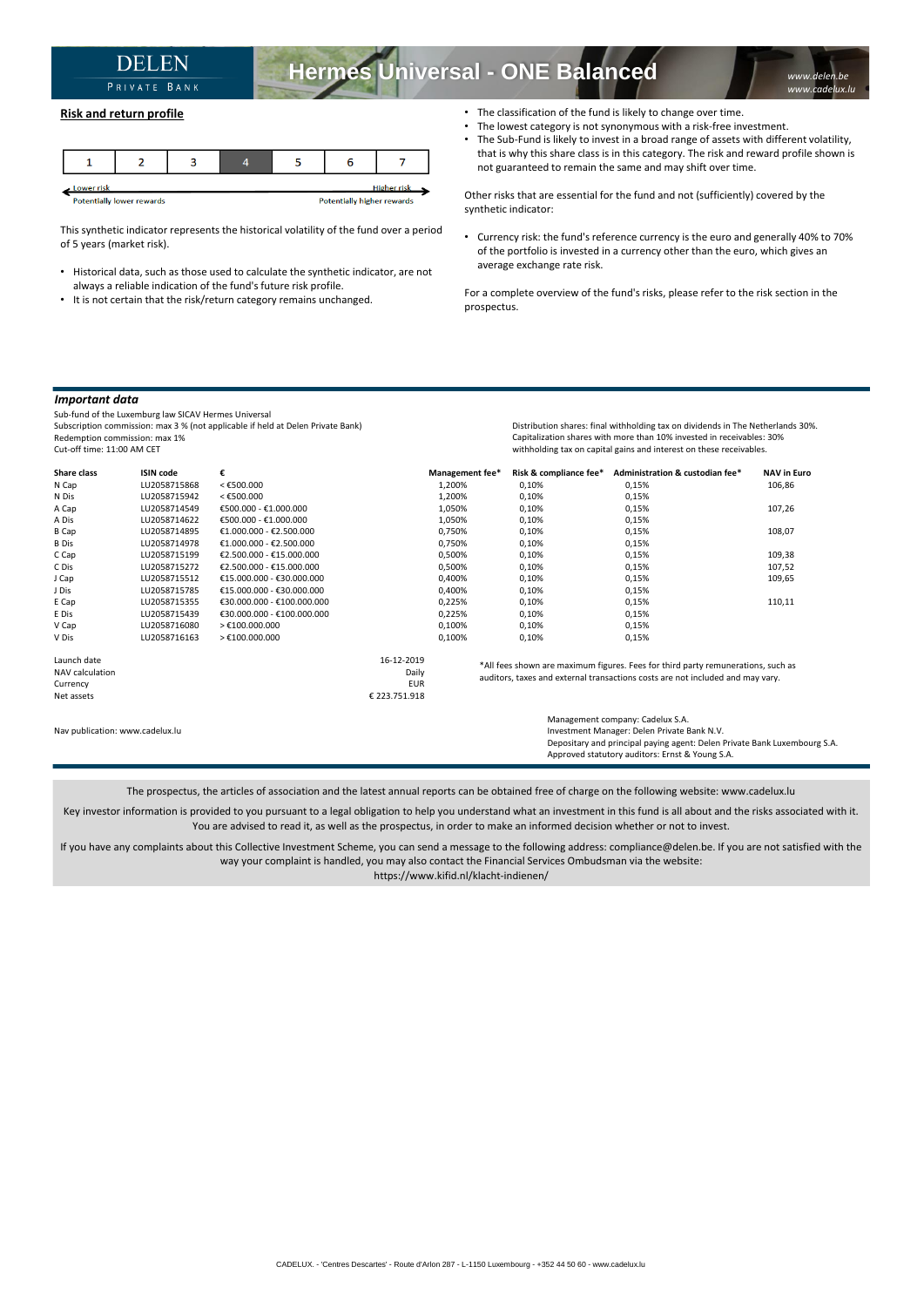# Hermes Universal - ONE Balanced

DELEN PRIVATE BANK

www.delen.be
www.cadelux.lu

## Risk and return profile

| 1 | 2 | 3 | 4 | 5 | 6 | 7 |
|---|---|---|---|---|---|---|

Lower risk — Higher risk
Potentially lower rewards — Potentially higher rewards

This synthetic indicator represents the historical volatility of the fund over a period of 5 years (market risk).

- Historical data, such as those used to calculate the synthetic indicator, are not always a reliable indication of the fund's future risk profile.
- It is not certain that the risk/return category remains unchanged.
- The classification of the fund is likely to change over time.
- The lowest category is not synonymous with a risk-free investment.
- The Sub-Fund is likely to invest in a broad range of assets with different volatility, that is why this share class is in this category. The risk and reward profile shown is not guaranteed to remain the same and may shift over time.

Other risks that are essential for the fund and not (sufficiently) covered by the synthetic indicator:

- Currency risk: the fund's reference currency is the euro and generally 40% to 70% of the portfolio is invested in a currency other than the euro, which gives an average exchange rate risk.

For a complete overview of the fund's risks, please refer to the risk section in the prospectus.

## *Important data*

Sub-fund of the Luxemburg law SICAV Hermes Universal
Subscription commission: max 3 % (not applicable if held at Delen Private Bank)
Redemption commission: max 1%
Cut-off time: 11:00 AM CET

Distribution shares: final withholding tax on dividends in The Netherlands 30%.
Capitalization shares with more than 10% invested in receivables: 30%
withholding tax on capital gains and interest on these receivables.

| Share class | ISIN code | € | Management fee* | Risk & compliance fee* | Administration & custodian fee* | NAV in Euro |
|---|---|---|---|---|---|---|
| N Cap | LU2058715868 | < €500.000 | 1,200% | 0,10% | 0,15% | 106,86 |
| N Dis | LU2058715942 | < €500.000 | 1,200% | 0,10% | 0,15% | |
| A Cap | LU2058714549 | €500.000 - €1.000.000 | 1,050% | 0,10% | 0,15% | 107,26 |
| A Dis | LU2058714622 | €500.000 - €1.000.000 | 1,050% | 0,10% | 0,15% | |
| B Cap | LU2058714895 | €1.000.000 - €2.500.000 | 0,750% | 0,10% | 0,15% | 108,07 |
| B Dis | LU2058714978 | €1.000.000 - €2.500.000 | 0,750% | 0,10% | 0,15% | |
| C Cap | LU2058715199 | €2.500.000 - €15.000.000 | 0,500% | 0,10% | 0,15% | 109,38 |
| C Dis | LU2058715272 | €2.500.000 - €15.000.000 | 0,500% | 0,10% | 0,15% | 107,52 |
| J Cap | LU2058715512 | €15.000.000 - €30.000.000 | 0,400% | 0,10% | 0,15% | 109,65 |
| J Dis | LU2058715785 | €15.000.000 - €30.000.000 | 0,400% | 0,10% | 0,15% | |
| E Cap | LU2058715355 | €30.000.000 - €100.000.000 | 0,225% | 0,10% | 0,15% | 110,11 |
| E Dis | LU2058715439 | €30.000.000 - €100.000.000 | 0,225% | 0,10% | 0,15% | |
| V Cap | LU2058716080 | > €100.000.000 | 0,100% | 0,10% | 0,15% | |
| V Dis | LU2058716163 | > €100.000.000 | 0,100% | 0,10% | 0,15% | |

| | |
|---|---|
| Launch date | 16-12-2019 |
| NAV calculation | Daily |
| Currency | EUR |
| Net assets | € 223.751.918 |

*All fees shown are maximum figures. Fees for third party remunerations, such as auditors, taxes and external transactions costs are not included and may vary.

Nav publication: www.cadelux.lu

Management company: Cadelux S.A.
Investment Manager: Delen Private Bank N.V.
Depositary and principal paying agent: Delen Private Bank Luxembourg S.A.
Approved statutory auditors: Ernst & Young S.A.

The prospectus, the articles of association and the latest annual reports can be obtained free of charge on the following website: www.cadelux.lu

Key investor information is provided to you pursuant to a legal obligation to help you understand what an investment in this fund is all about and the risks associated with it. You are advised to read it, as well as the prospectus, in order to make an informed decision whether or not to invest.

If you have any complaints about this Collective Investment Scheme, you can send a message to the following address: compliance@delen.be. If you are not satisfied with the way your complaint is handled, you may also contact the Financial Services Ombudsman via the website: https://www.kifid.nl/klacht-indienen/

CADELUX. - 'Centres Descartes' - Route d'Arlon 287 - L-1150 Luxembourg - +352 44 50 60 - www.cadelux.lu